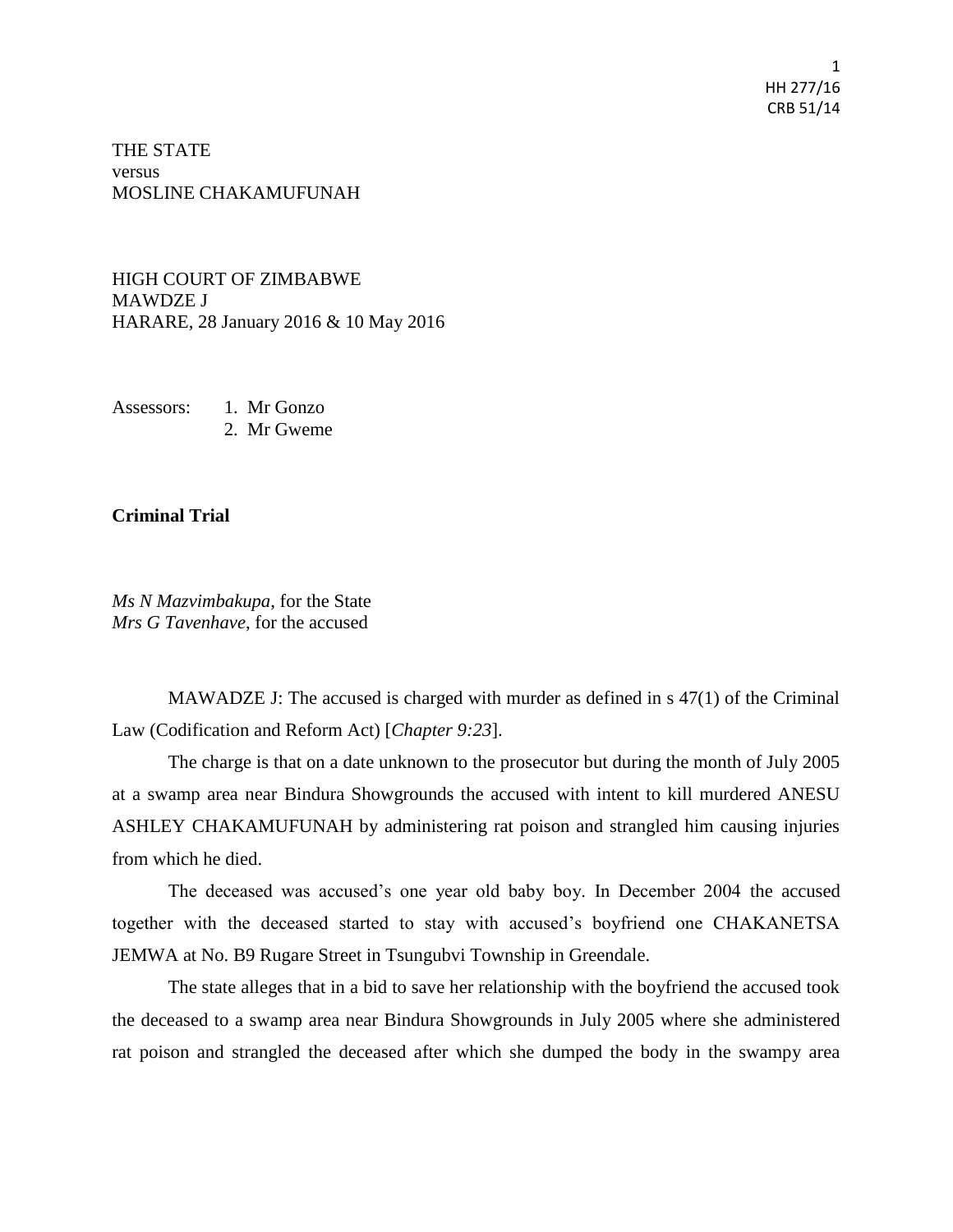THE STATE
versus
MOSLINE CHAKAMUFUNAH

HIGH COURT OF ZIMBABWE
MAWDZE J
HARARE, 28 January 2016 & 10 May 2016

Assessors: 1. Mr Gonzo
2. Mr Gweme

**Criminal Trial**

*Ms N Mazvimbakupa*, for the State
*Mrs G Tavenhave*, for the accused

MAWADZE J: The accused is charged with murder as defined in s 47(1) of the Criminal Law (Codification and Reform Act) [*Chapter 9:23*].

The charge is that on a date unknown to the prosecutor but during the month of July 2005 at a swamp area near Bindura Showgrounds the accused with intent to kill murdered ANESU ASHLEY CHAKAMUFUNAH by administering rat poison and strangled him causing injuries from which he died.

The deceased was accused's one year old baby boy. In December 2004 the accused together with the deceased started to stay with accused's boyfriend one CHAKANETSA JEMWA at No. B9 Rugare Street in Tsungubvi Township in Greendale.

The state alleges that in a bid to save her relationship with the boyfriend the accused took the deceased to a swamp area near Bindura Showgrounds in July 2005 where she administered rat poison and strangled the deceased after which she dumped the body in the swampy area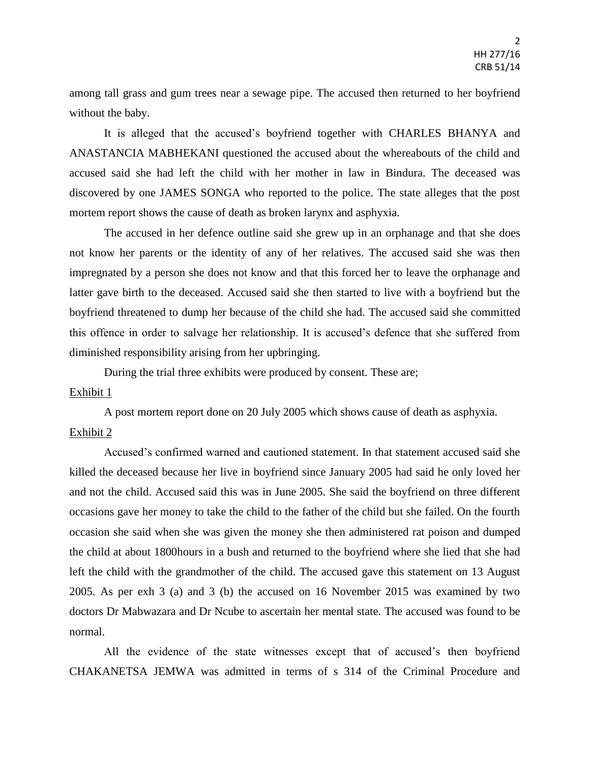among tall grass and gum trees near a sewage pipe. The accused then returned to her boyfriend without the baby.

It is alleged that the accused's boyfriend together with CHARLES BHANYA and ANASTANCIA MABHEKANI questioned the accused about the whereabouts of the child and accused said she had left the child with her mother in law in Bindura. The deceased was discovered by one JAMES SONGA who reported to the police. The state alleges that the post mortem report shows the cause of death as broken larynx and asphyxia.

The accused in her defence outline said she grew up in an orphanage and that she does not know her parents or the identity of any of her relatives. The accused said she was then impregnated by a person she does not know and that this forced her to leave the orphanage and latter gave birth to the deceased. Accused said she then started to live with a boyfriend but the boyfriend threatened to dump her because of the child she had. The accused said she committed this offence in order to salvage her relationship. It is accused's defence that she suffered from diminished responsibility arising from her upbringing.

During the trial three exhibits were produced by consent. These are;

Exhibit 1

A post mortem report done on 20 July 2005 which shows cause of death as asphyxia.

Exhibit 2

Accused's confirmed warned and cautioned statement. In that statement accused said she killed the deceased because her live in boyfriend since January 2005 had said he only loved her and not the child. Accused said this was in June 2005. She said the boyfriend on three different occasions gave her money to take the child to the father of the child but she failed. On the fourth occasion she said when she was given the money she then administered rat poison and dumped the child at about 1800hours in a bush and returned to the boyfriend where she lied that she had left the child with the grandmother of the child. The accused gave this statement on 13 August 2005. As per exh 3 (a) and 3 (b) the accused on 16 November 2015 was examined by two doctors Dr Mabwazara and Dr Ncube to ascertain her mental state. The accused was found to be normal.

All the evidence of the state witnesses except that of accused's then boyfriend CHAKANETSA JEMWA was admitted in terms of s 314 of the Criminal Procedure and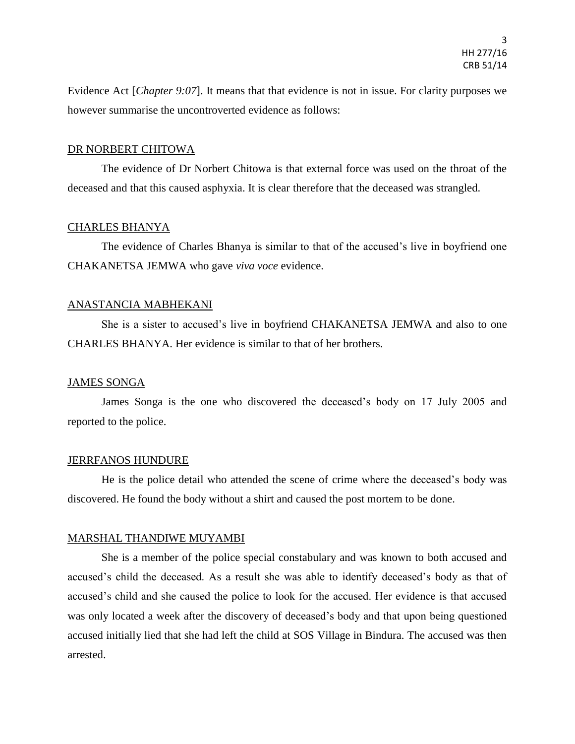Evidence Act [*Chapter 9:07*]. It means that that evidence is not in issue. For clarity purposes we however summarise the uncontroverted evidence as follows:

<u>DR NORBERT CHITOWA</u>

The evidence of Dr Norbert Chitowa is that external force was used on the throat of the deceased and that this caused asphyxia. It is clear therefore that the deceased was strangled.

<u>CHARLES BHANYA</u>

The evidence of Charles Bhanya is similar to that of the accused's live in boyfriend one CHAKANETSA JEMWA who gave *viva voce* evidence.

<u>ANASTANCIA MABHEKANI</u>

She is a sister to accused's live in boyfriend CHAKANETSA JEMWA and also to one CHARLES BHANYA. Her evidence is similar to that of her brothers.

<u>JAMES SONGA</u>

James Songa is the one who discovered the deceased's body on 17 July 2005 and reported to the police.

<u>JERRFANOS HUNDURE</u>

He is the police detail who attended the scene of crime where the deceased's body was discovered. He found the body without a shirt and caused the post mortem to be done.

<u>MARSHAL THANDIWE MUYAMBI</u>

She is a member of the police special constabulary and was known to both accused and accused's child the deceased. As a result she was able to identify deceased's body as that of accused's child and she caused the police to look for the accused. Her evidence is that accused was only located a week after the discovery of deceased's body and that upon being questioned accused initially lied that she had left the child at SOS Village in Bindura. The accused was then arrested.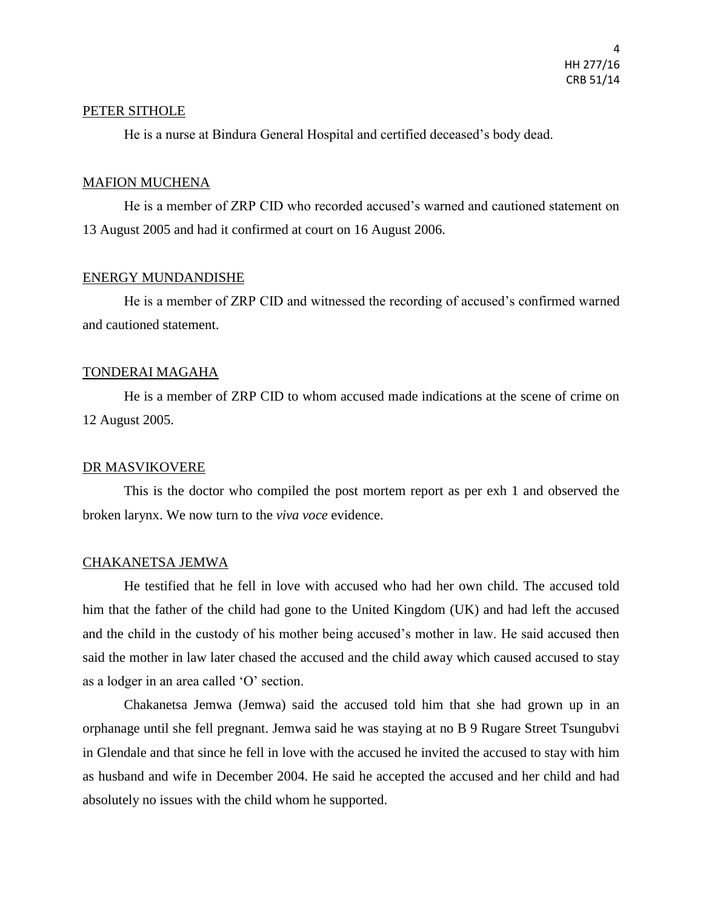PETER SITHOLE

He is a nurse at Bindura General Hospital and certified deceased's body dead.

MAFION MUCHENA

He is a member of ZRP CID who recorded accused's warned and cautioned statement on 13 August 2005 and had it confirmed at court on 16 August 2006.

ENERGY MUNDANDISHE

He is a member of ZRP CID and witnessed the recording of accused's confirmed warned and cautioned statement.

TONDERAI MAGAHA

He is a member of ZRP CID to whom accused made indications at the scene of crime on 12 August 2005.

DR MASVIKOVERE

This is the doctor who compiled the post mortem report as per exh 1 and observed the broken larynx. We now turn to the *viva voce* evidence.

CHAKANETSA JEMWA

He testified that he fell in love with accused who had her own child. The accused told him that the father of the child had gone to the United Kingdom (UK) and had left the accused and the child in the custody of his mother being accused's mother in law. He said accused then said the mother in law later chased the accused and the child away which caused accused to stay as a lodger in an area called 'O' section.

Chakanetsa Jemwa (Jemwa) said the accused told him that she had grown up in an orphanage until she fell pregnant. Jemwa said he was staying at no B 9 Rugare Street Tsungubvi in Glendale and that since he fell in love with the accused he invited the accused to stay with him as husband and wife in December 2004. He said he accepted the accused and her child and had absolutely no issues with the child whom he supported.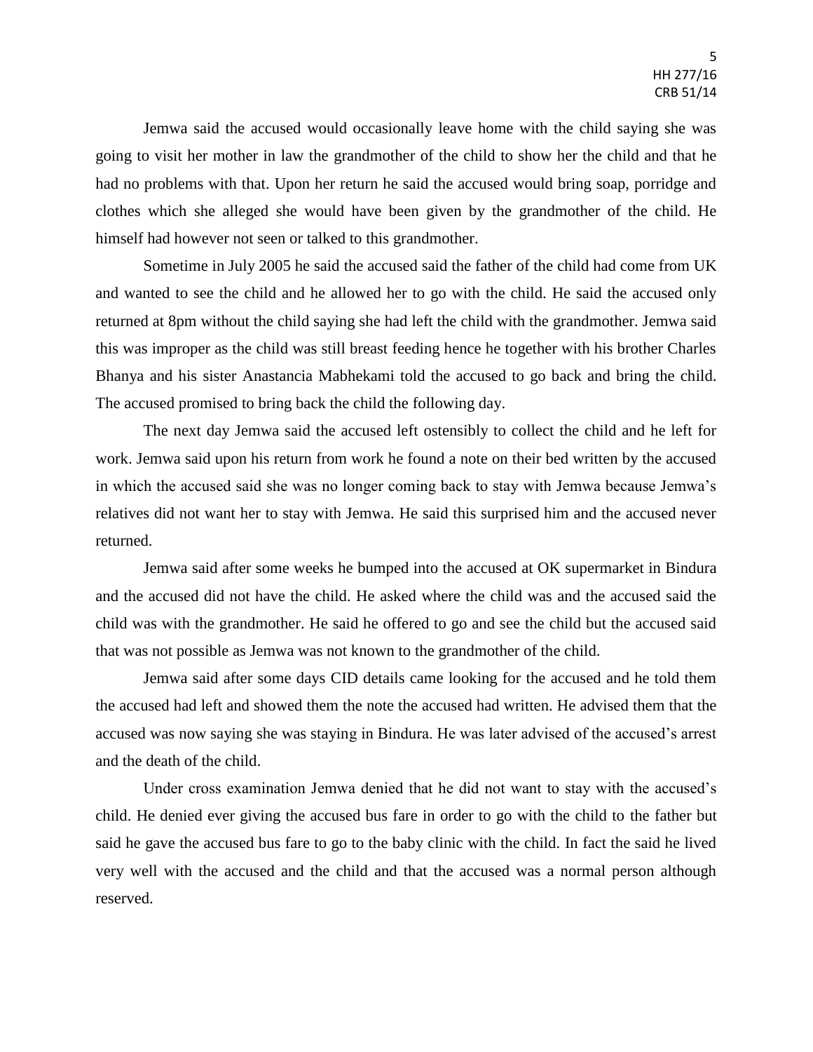Jemwa said the accused would occasionally leave home with the child saying she was going to visit her mother in law the grandmother of the child to show her the child and that he had no problems with that. Upon her return he said the accused would bring soap, porridge and clothes which she alleged she would have been given by the grandmother of the child. He himself had however not seen or talked to this grandmother.

Sometime in July 2005 he said the accused said the father of the child had come from UK and wanted to see the child and he allowed her to go with the child. He said the accused only returned at 8pm without the child saying she had left the child with the grandmother. Jemwa said this was improper as the child was still breast feeding hence he together with his brother Charles Bhanya and his sister Anastancia Mabhekami told the accused to go back and bring the child. The accused promised to bring back the child the following day.

The next day Jemwa said the accused left ostensibly to collect the child and he left for work. Jemwa said upon his return from work he found a note on their bed written by the accused in which the accused said she was no longer coming back to stay with Jemwa because Jemwa's relatives did not want her to stay with Jemwa. He said this surprised him and the accused never returned.

Jemwa said after some weeks he bumped into the accused at OK supermarket in Bindura and the accused did not have the child. He asked where the child was and the accused said the child was with the grandmother. He said he offered to go and see the child but the accused said that was not possible as Jemwa was not known to the grandmother of the child.

Jemwa said after some days CID details came looking for the accused and he told them the accused had left and showed them the note the accused had written. He advised them that the accused was now saying she was staying in Bindura. He was later advised of the accused's arrest and the death of the child.

Under cross examination Jemwa denied that he did not want to stay with the accused's child. He denied ever giving the accused bus fare in order to go with the child to the father but said he gave the accused bus fare to go to the baby clinic with the child. In fact the said he lived very well with the accused and the child and that the accused was a normal person although reserved.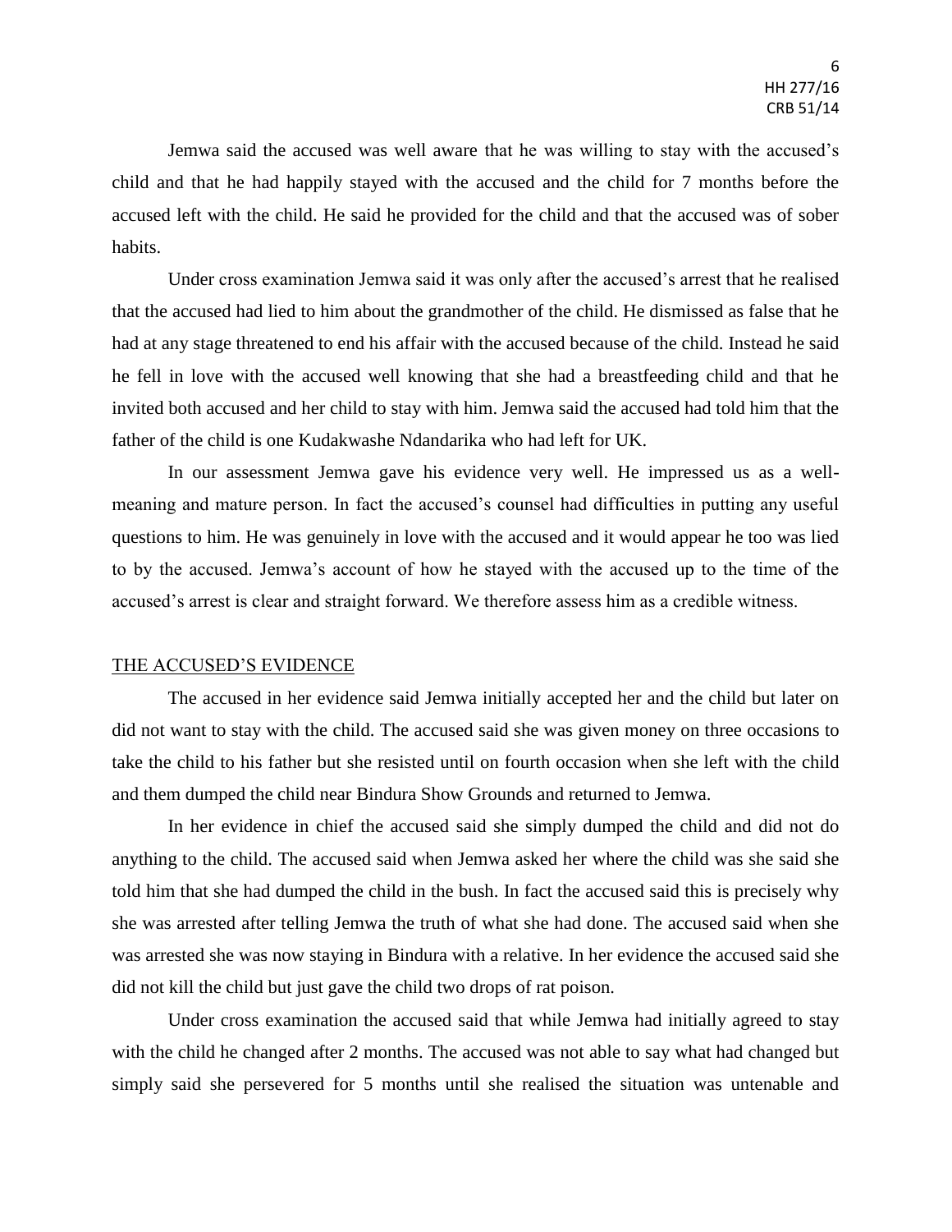Jemwa said the accused was well aware that he was willing to stay with the accused's child and that he had happily stayed with the accused and the child for 7 months before the accused left with the child. He said he provided for the child and that the accused was of sober habits.

Under cross examination Jemwa said it was only after the accused's arrest that he realised that the accused had lied to him about the grandmother of the child. He dismissed as false that he had at any stage threatened to end his affair with the accused because of the child. Instead he said he fell in love with the accused well knowing that she had a breastfeeding child and that he invited both accused and her child to stay with him. Jemwa said the accused had told him that the father of the child is one Kudakwashe Ndandarika who had left for UK.

In our assessment Jemwa gave his evidence very well. He impressed us as a well-meaning and mature person. In fact the accused's counsel had difficulties in putting any useful questions to him. He was genuinely in love with the accused and it would appear he too was lied to by the accused. Jemwa's account of how he stayed with the accused up to the time of the accused's arrest is clear and straight forward. We therefore assess him as a credible witness.

## THE ACCUSED'S EVIDENCE

The accused in her evidence said Jemwa initially accepted her and the child but later on did not want to stay with the child. The accused said she was given money on three occasions to take the child to his father but she resisted until on fourth occasion when she left with the child and them dumped the child near Bindura Show Grounds and returned to Jemwa.

In her evidence in chief the accused said she simply dumped the child and did not do anything to the child. The accused said when Jemwa asked her where the child was she said she told him that she had dumped the child in the bush. In fact the accused said this is precisely why she was arrested after telling Jemwa the truth of what she had done. The accused said when she was arrested she was now staying in Bindura with a relative. In her evidence the accused said she did not kill the child but just gave the child two drops of rat poison.

Under cross examination the accused said that while Jemwa had initially agreed to stay with the child he changed after 2 months. The accused was not able to say what had changed but simply said she persevered for 5 months until she realised the situation was untenable and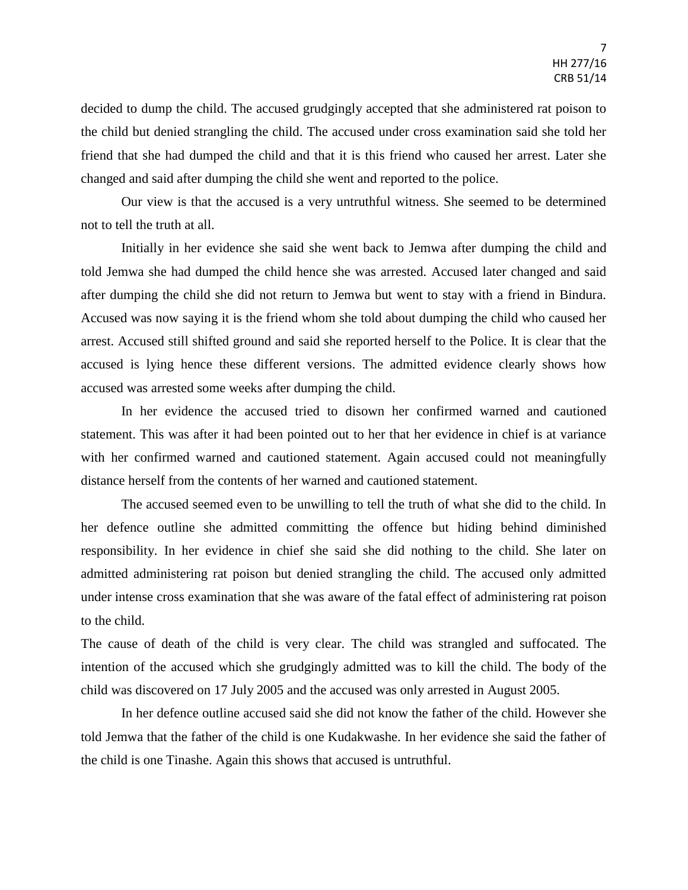decided to dump the child. The accused grudgingly accepted that she administered rat poison to the child but denied strangling the child. The accused under cross examination said she told her friend that she had dumped the child and that it is this friend who caused her arrest. Later she changed and said after dumping the child she went and reported to the police.

Our view is that the accused is a very untruthful witness. She seemed to be determined not to tell the truth at all.

Initially in her evidence she said she went back to Jemwa after dumping the child and told Jemwa she had dumped the child hence she was arrested. Accused later changed and said after dumping the child she did not return to Jemwa but went to stay with a friend in Bindura. Accused was now saying it is the friend whom she told about dumping the child who caused her arrest. Accused still shifted ground and said she reported herself to the Police. It is clear that the accused is lying hence these different versions. The admitted evidence clearly shows how accused was arrested some weeks after dumping the child.

In her evidence the accused tried to disown her confirmed warned and cautioned statement. This was after it had been pointed out to her that her evidence in chief is at variance with her confirmed warned and cautioned statement. Again accused could not meaningfully distance herself from the contents of her warned and cautioned statement.

The accused seemed even to be unwilling to tell the truth of what she did to the child. In her defence outline she admitted committing the offence but hiding behind diminished responsibility. In her evidence in chief she said she did nothing to the child. She later on admitted administering rat poison but denied strangling the child. The accused only admitted under intense cross examination that she was aware of the fatal effect of administering rat poison to the child.

The cause of death of the child is very clear. The child was strangled and suffocated. The intention of the accused which she grudgingly admitted was to kill the child. The body of the child was discovered on 17 July 2005 and the accused was only arrested in August 2005.

In her defence outline accused said she did not know the father of the child. However she told Jemwa that the father of the child is one Kudakwashe. In her evidence she said the father of the child is one Tinashe. Again this shows that accused is untruthful.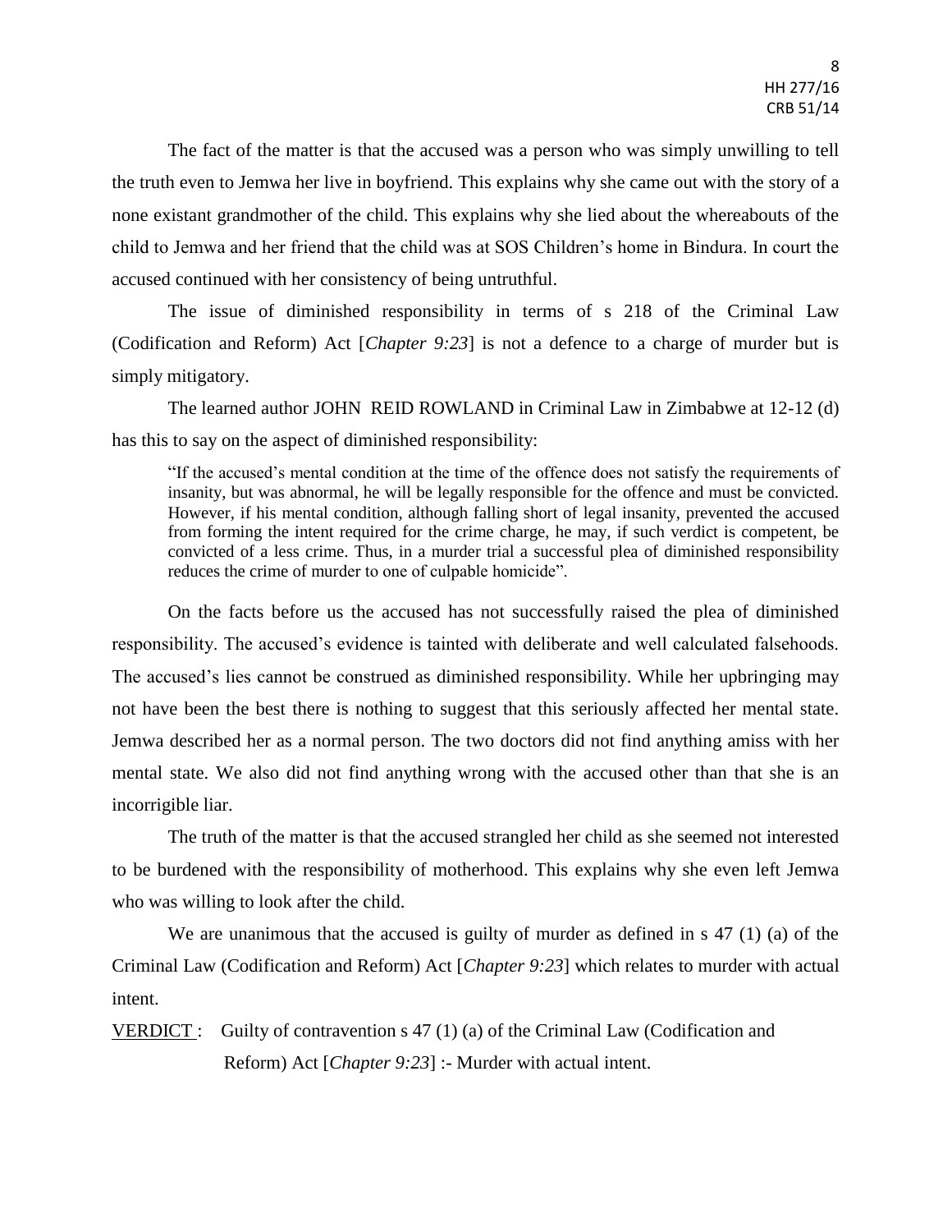The fact of the matter is that the accused was a person who was simply unwilling to tell the truth even to Jemwa her live in boyfriend. This explains why she came out with the story of a none existant grandmother of the child. This explains why she lied about the whereabouts of the child to Jemwa and her friend that the child was at SOS Children's home in Bindura. In court the accused continued with her consistency of being untruthful.

The issue of diminished responsibility in terms of s 218 of the Criminal Law (Codification and Reform) Act [*Chapter 9:23*] is not a defence to a charge of murder but is simply mitigatory.

The learned author JOHN REID ROWLAND in Criminal Law in Zimbabwe at 12-12 (d) has this to say on the aspect of diminished responsibility:

> "If the accused's mental condition at the time of the offence does not satisfy the requirements of insanity, but was abnormal, he will be legally responsible for the offence and must be convicted. However, if his mental condition, although falling short of legal insanity, prevented the accused from forming the intent required for the crime charge, he may, if such verdict is competent, be convicted of a less crime. Thus, in a murder trial a successful plea of diminished responsibility reduces the crime of murder to one of culpable homicide".

On the facts before us the accused has not successfully raised the plea of diminished responsibility. The accused's evidence is tainted with deliberate and well calculated falsehoods. The accused's lies cannot be construed as diminished responsibility. While her upbringing may not have been the best there is nothing to suggest that this seriously affected her mental state. Jemwa described her as a normal person. The two doctors did not find anything amiss with her mental state. We also did not find anything wrong with the accused other than that she is an incorrigible liar.

The truth of the matter is that the accused strangled her child as she seemed not interested to be burdened with the responsibility of motherhood. This explains why she even left Jemwa who was willing to look after the child.

We are unanimous that the accused is guilty of murder as defined in s 47 (1) (a) of the Criminal Law (Codification and Reform) Act [*Chapter 9:23*] which relates to murder with actual intent.

<u>VERDICT</u> : Guilty of contravention s 47 (1) (a) of the Criminal Law (Codification and Reform) Act [*Chapter 9:23*] :- Murder with actual intent.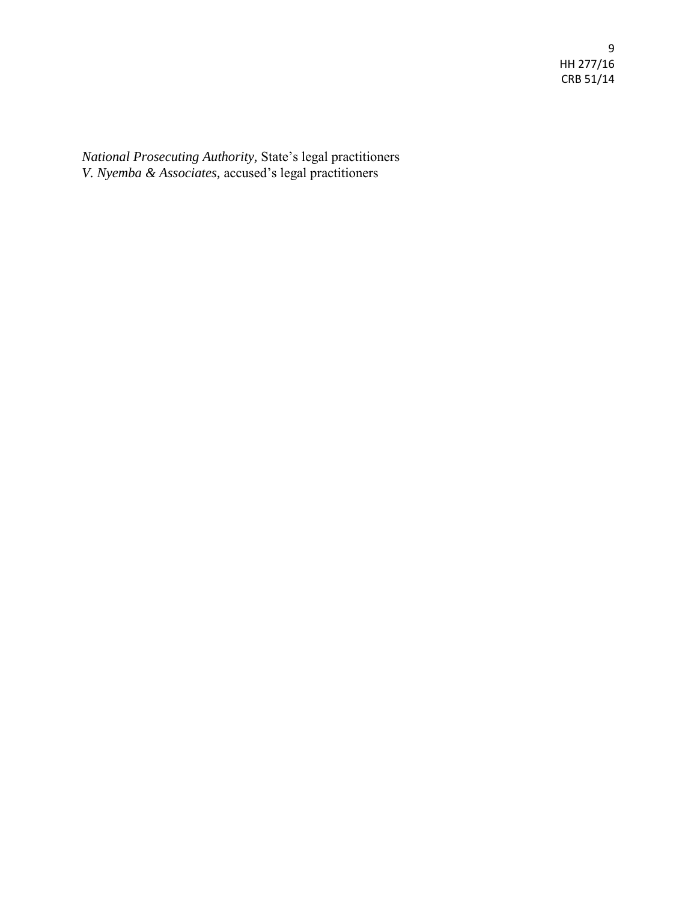*National Prosecuting Authority,* State's legal practitioners
*V. Nyemba & Associates,* accused's legal practitioners